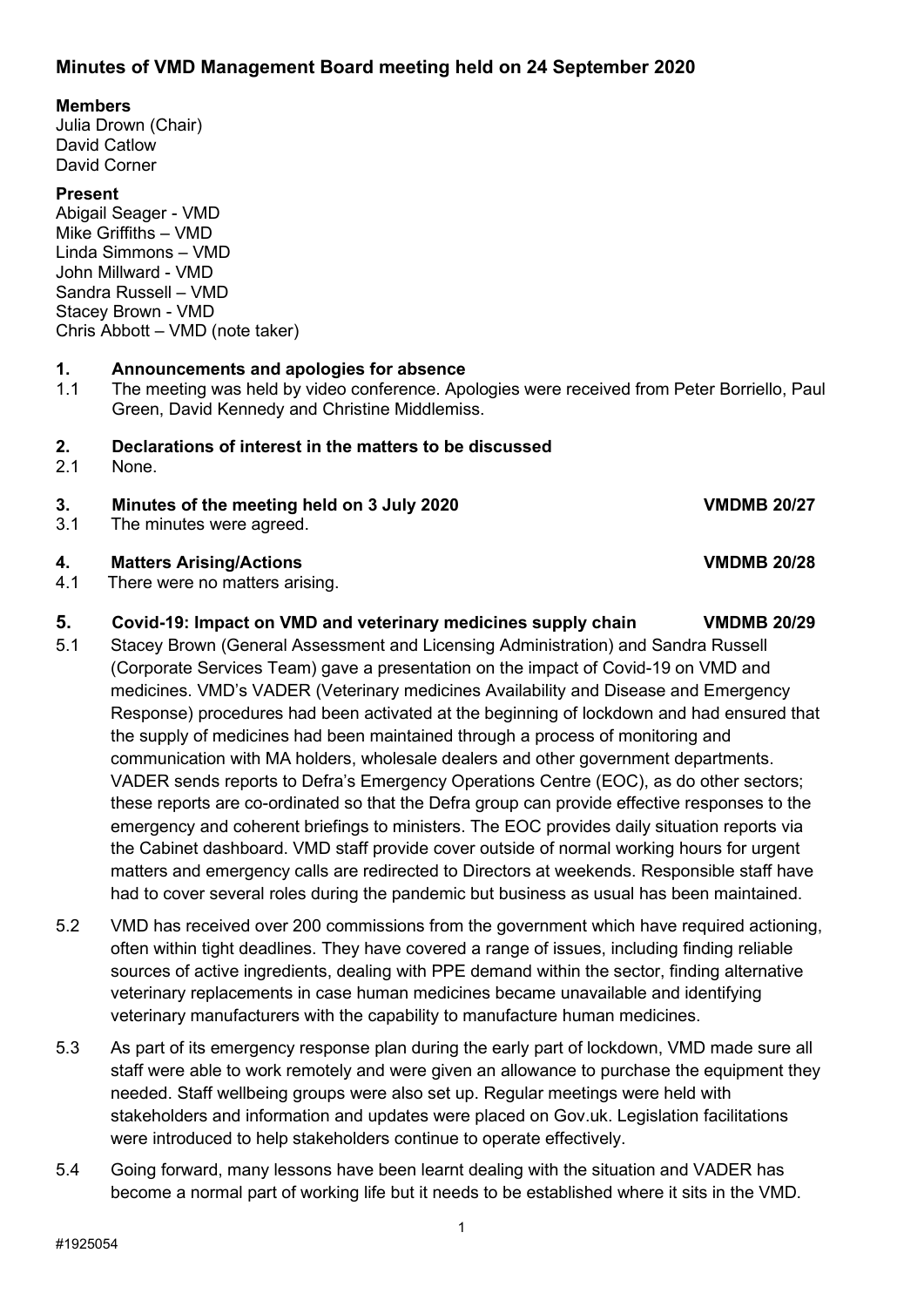# Minutes of VMD Management Board meeting held on 24 September 2020

**Members**
Julia Drown (Chair)
David Catlow
David Corner

**Present**
Abigail Seager - VMD
Mike Griffiths – VMD
Linda Simmons – VMD
John Millward - VMD
Sandra Russell – VMD
Stacey Brown - VMD
Chris Abbott – VMD (note taker)

## 1. Announcements and apologies for absence

1.1 The meeting was held by video conference. Apologies were received from Peter Borriello, Paul Green, David Kennedy and Christine Middlemiss.

## 2. Declarations of interest in the matters to be discussed

2.1 None.

## 3. Minutes of the meeting held on 3 July 2020 — VMDMB 20/27

3.1 The minutes were agreed.

## 4. Matters Arising/Actions — VMDMB 20/28

4.1 There were no matters arising.

## 5. Covid-19: Impact on VMD and veterinary medicines supply chain — VMDMB 20/29

5.1 Stacey Brown (General Assessment and Licensing Administration) and Sandra Russell (Corporate Services Team) gave a presentation on the impact of Covid-19 on VMD and medicines. VMD's VADER (Veterinary medicines Availability and Disease and Emergency Response) procedures had been activated at the beginning of lockdown and had ensured that the supply of medicines had been maintained through a process of monitoring and communication with MA holders, wholesale dealers and other government departments. VADER sends reports to Defra's Emergency Operations Centre (EOC), as do other sectors; these reports are co-ordinated so that the Defra group can provide effective responses to the emergency and coherent briefings to ministers. The EOC provides daily situation reports via the Cabinet dashboard. VMD staff provide cover outside of normal working hours for urgent matters and emergency calls are redirected to Directors at weekends. Responsible staff have had to cover several roles during the pandemic but business as usual has been maintained.

5.2 VMD has received over 200 commissions from the government which have required actioning, often within tight deadlines. They have covered a range of issues, including finding reliable sources of active ingredients, dealing with PPE demand within the sector, finding alternative veterinary replacements in case human medicines became unavailable and identifying veterinary manufacturers with the capability to manufacture human medicines.

5.3 As part of its emergency response plan during the early part of lockdown, VMD made sure all staff were able to work remotely and were given an allowance to purchase the equipment they needed. Staff wellbeing groups were also set up. Regular meetings were held with stakeholders and information and updates were placed on Gov.uk. Legislation facilitations were introduced to help stakeholders continue to operate effectively.

5.4 Going forward, many lessons have been learnt dealing with the situation and VADER has become a normal part of working life but it needs to be established where it sits in the VMD.

#1925054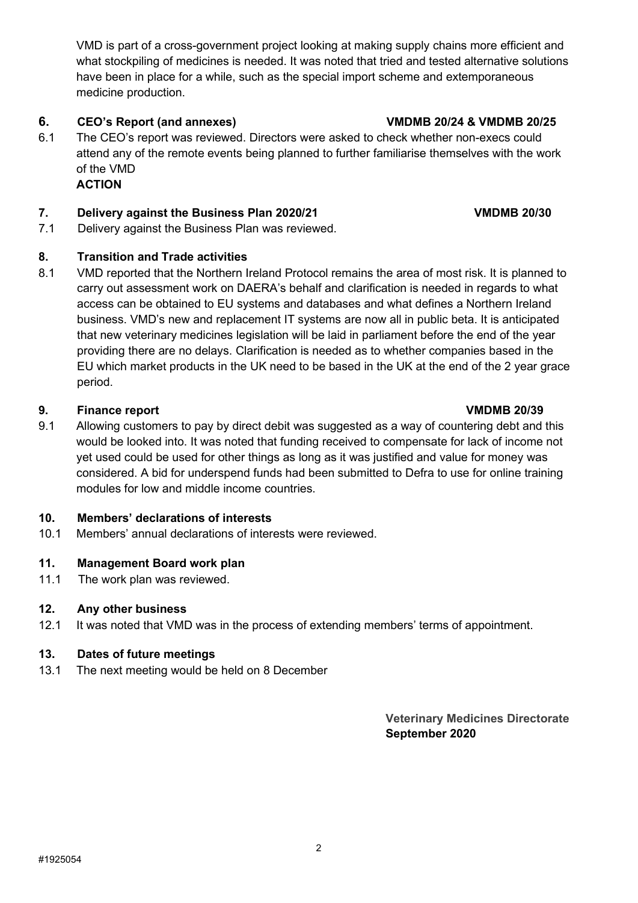VMD is part of a cross-government project looking at making supply chains more efficient and what stockpiling of medicines is needed. It was noted that tried and tested alternative solutions have been in place for a while, such as the special import scheme and extemporaneous medicine production.

## 6. CEO's Report (and annexes) VMDMB 20/24 & VMDMB 20/25

6.1 The CEO's report was reviewed. Directors were asked to check whether non-execs could attend any of the remote events being planned to further familiarise themselves with the work of the VMD
**ACTION**

## 7. Delivery against the Business Plan 2020/21 VMDMB 20/30

7.1 Delivery against the Business Plan was reviewed.

## 8. Transition and Trade activities

8.1 VMD reported that the Northern Ireland Protocol remains the area of most risk. It is planned to carry out assessment work on DAERA's behalf and clarification is needed in regards to what access can be obtained to EU systems and databases and what defines a Northern Ireland business. VMD's new and replacement IT systems are now all in public beta. It is anticipated that new veterinary medicines legislation will be laid in parliament before the end of the year providing there are no delays. Clarification is needed as to whether companies based in the EU which market products in the UK need to be based in the UK at the end of the 2 year grace period.

## 9. Finance report VMDMB 20/39

9.1 Allowing customers to pay by direct debit was suggested as a way of countering debt and this would be looked into. It was noted that funding received to compensate for lack of income not yet used could be used for other things as long as it was justified and value for money was considered. A bid for underspend funds had been submitted to Defra to use for online training modules for low and middle income countries.

## 10. Members' declarations of interests

10.1 Members' annual declarations of interests were reviewed.

## 11. Management Board work plan

11.1 The work plan was reviewed.

## 12. Any other business

12.1 It was noted that VMD was in the process of extending members' terms of appointment.

## 13. Dates of future meetings

13.1 The next meeting would be held on 8 December

**Veterinary Medicines Directorate**
**September 2020**

#1925054